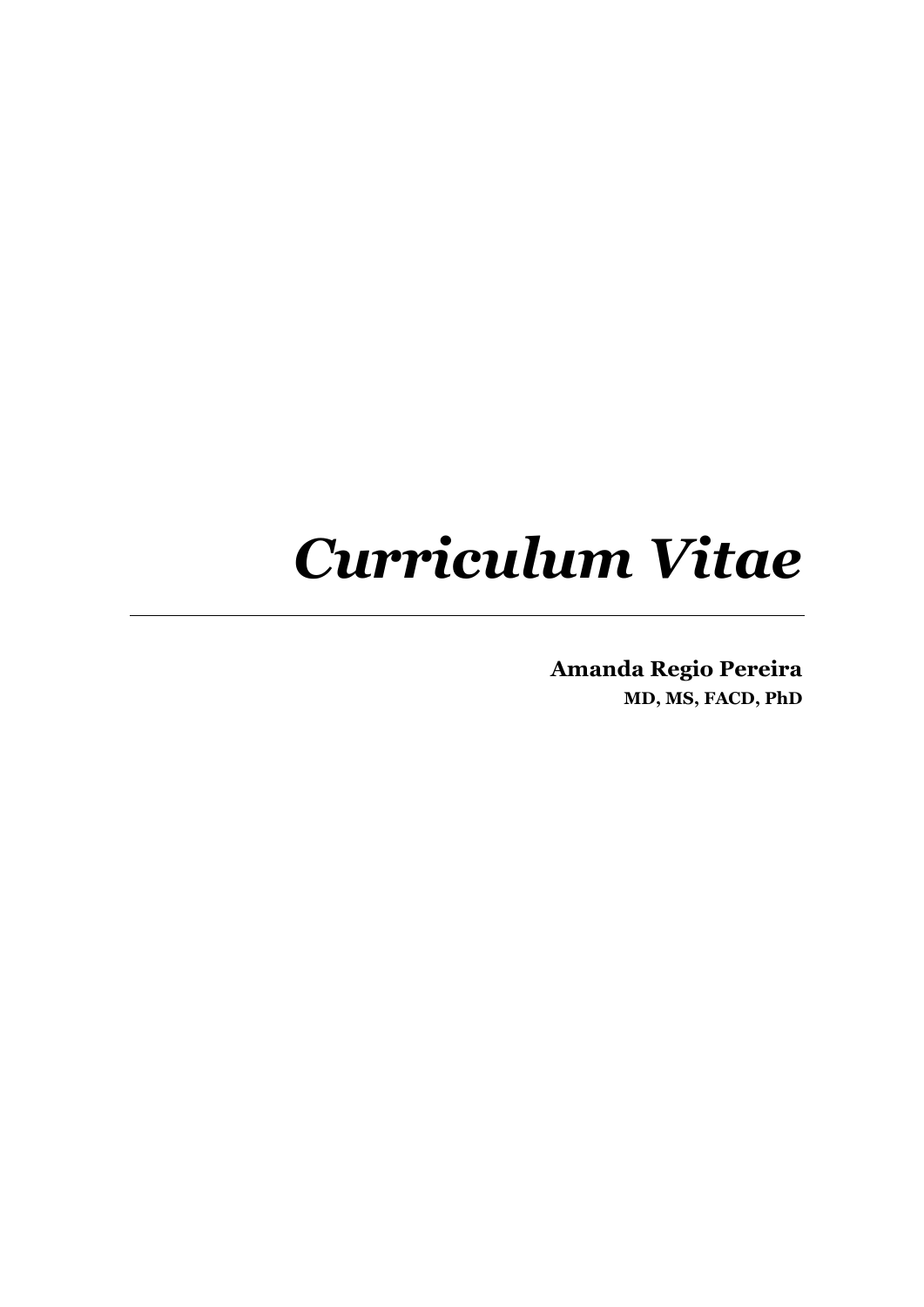# *Curriculum Vitae*

---

**Amanda Regio Pereira**

**MD, MS, FACD, PhD**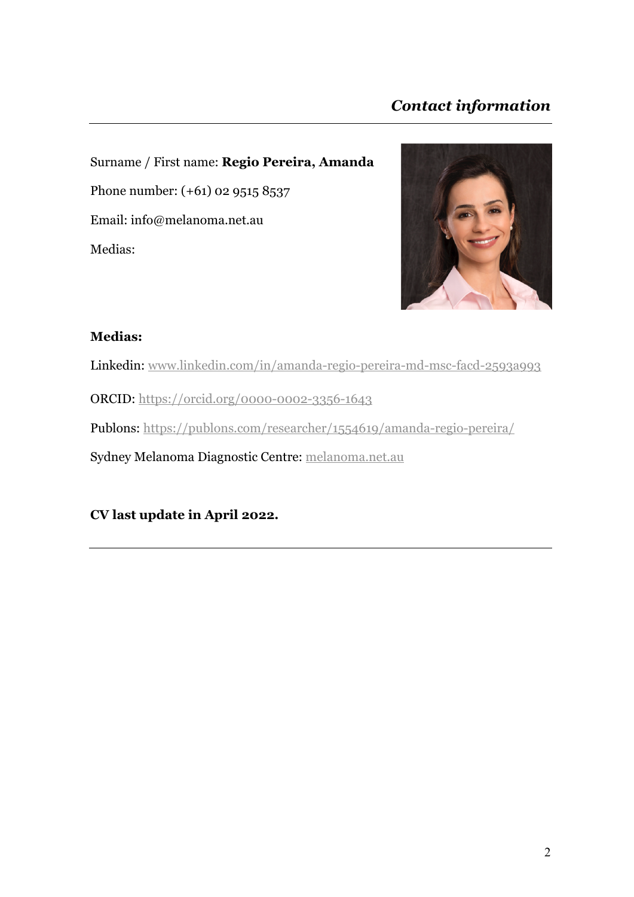## *Contact information*

Surname / First name: **Regio Pereira, Amanda**

Phone number: (+61) 02 9515 8537

Email: info@melanoma.net.au

Medias:

**Medias:**

Linkedin: www.linkedin.com/in/amanda-regio-pereira-md-msc-facd-2593a993

ORCID: https://orcid.org/0000-0002-3356-1643

Publons: https://publons.com/researcher/1554619/amanda-regio-pereira/

Sydney Melanoma Diagnostic Centre: melanoma.net.au

**CV last update in April 2022.**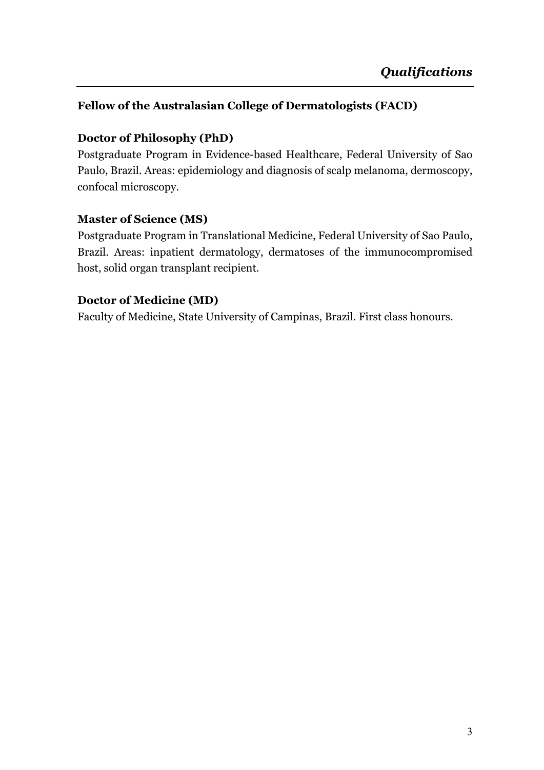# *Qualifications*

**Fellow of the Australasian College of Dermatologists (FACD)**

**Doctor of Philosophy (PhD)**

Postgraduate Program in Evidence-based Healthcare, Federal University of Sao Paulo, Brazil. Areas: epidemiology and diagnosis of scalp melanoma, dermoscopy, confocal microscopy.

**Master of Science (MS)**

Postgraduate Program in Translational Medicine, Federal University of Sao Paulo, Brazil. Areas: inpatient dermatology, dermatoses of the immunocompromised host, solid organ transplant recipient.

**Doctor of Medicine (MD)**

Faculty of Medicine, State University of Campinas, Brazil. First class honours.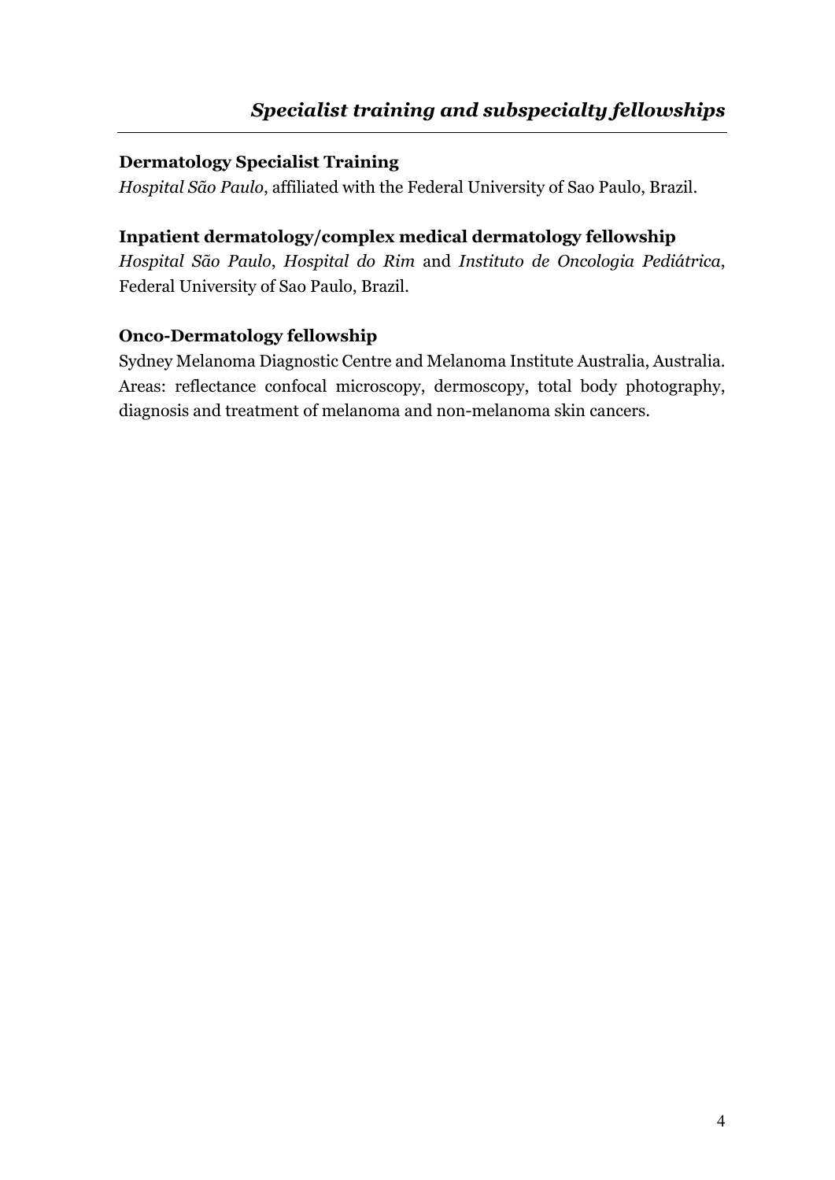## *Specialist training and subspecialty fellowships*

**Dermatology Specialist Training**

*Hospital São Paulo*, affiliated with the Federal University of Sao Paulo, Brazil.

**Inpatient dermatology/complex medical dermatology fellowship**

*Hospital São Paulo*, *Hospital do Rim* and *Instituto de Oncologia Pediátrica*, Federal University of Sao Paulo, Brazil.

**Onco-Dermatology fellowship**

Sydney Melanoma Diagnostic Centre and Melanoma Institute Australia, Australia. Areas: reflectance confocal microscopy, dermoscopy, total body photography, diagnosis and treatment of melanoma and non-melanoma skin cancers.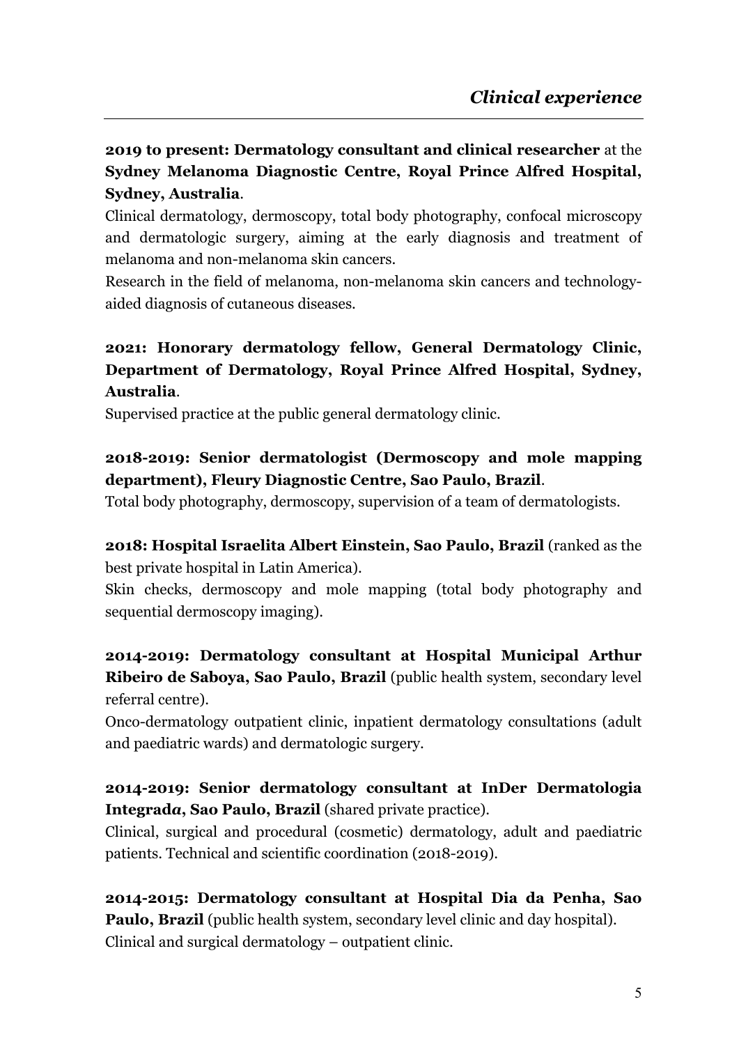## *Clinical experience*

**2019 to present: Dermatology consultant and clinical researcher** at the **Sydney Melanoma Diagnostic Centre, Royal Prince Alfred Hospital, Sydney, Australia**.

Clinical dermatology, dermoscopy, total body photography, confocal microscopy and dermatologic surgery, aiming at the early diagnosis and treatment of melanoma and non-melanoma skin cancers.

Research in the field of melanoma, non-melanoma skin cancers and technology-aided diagnosis of cutaneous diseases.

**2021: Honorary dermatology fellow, General Dermatology Clinic, Department of Dermatology, Royal Prince Alfred Hospital, Sydney, Australia**.

Supervised practice at the public general dermatology clinic.

**2018-2019: Senior dermatologist (Dermoscopy and mole mapping department), Fleury Diagnostic Centre, Sao Paulo, Brazil**.

Total body photography, dermoscopy, supervision of a team of dermatologists.

**2018: Hospital Israelita Albert Einstein, Sao Paulo, Brazil** (ranked as the best private hospital in Latin America).

Skin checks, dermoscopy and mole mapping (total body photography and sequential dermoscopy imaging).

**2014-2019: Dermatology consultant at Hospital Municipal Arthur Ribeiro de Saboya, Sao Paulo, Brazil** (public health system, secondary level referral centre).

Onco-dermatology outpatient clinic, inpatient dermatology consultations (adult and paediatric wards) and dermatologic surgery.

**2014-2019: Senior dermatology consultant at InDer Dermatologia Integrad*a*, Sao Paulo, Brazil** (shared private practice).

Clinical, surgical and procedural (cosmetic) dermatology, adult and paediatric patients. Technical and scientific coordination (2018-2019).

**2014-2015: Dermatology consultant at Hospital Dia da Penha, Sao Paulo, Brazil** (public health system, secondary level clinic and day hospital).

Clinical and surgical dermatology – outpatient clinic.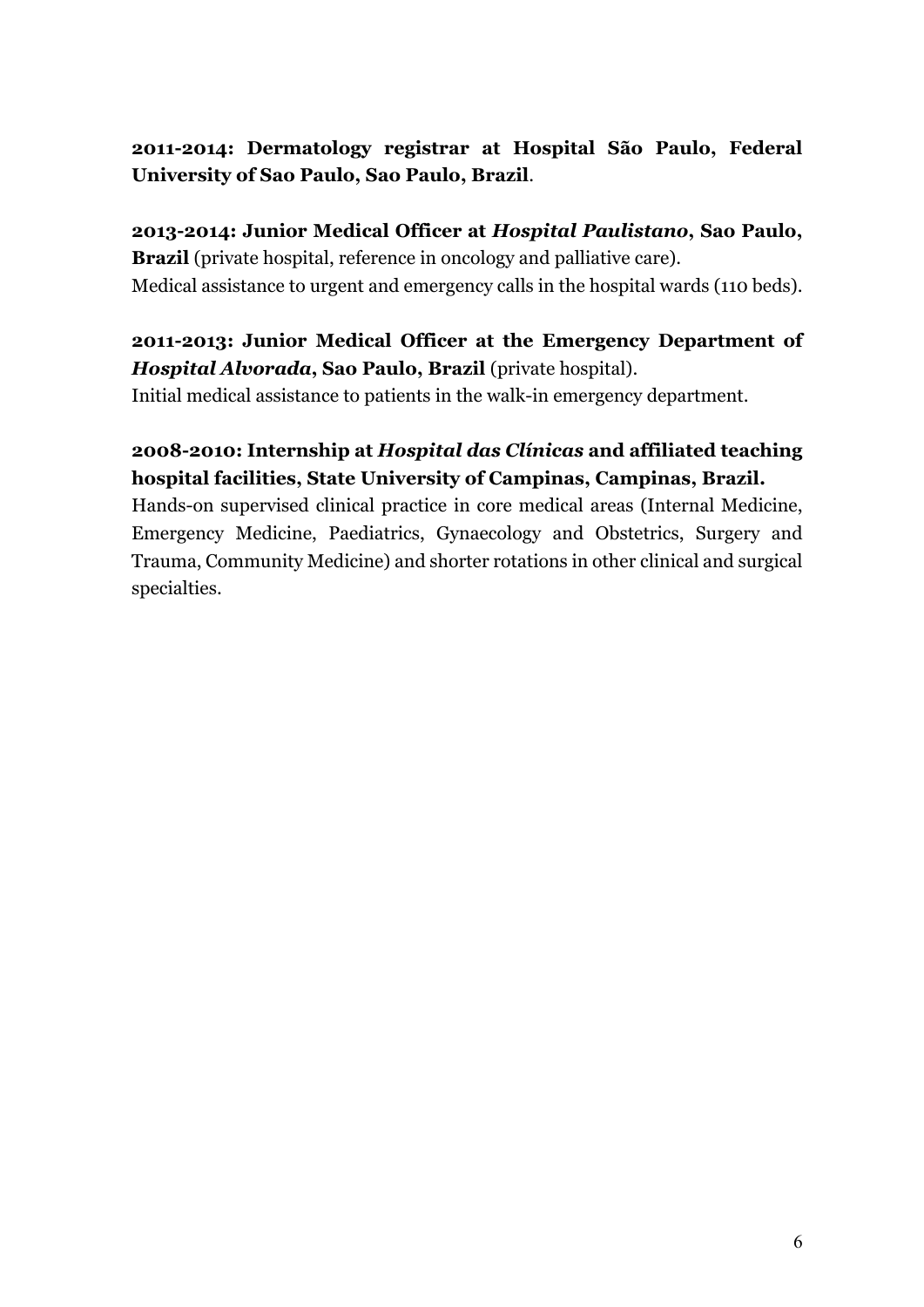**2011-2014: Dermatology registrar at Hospital São Paulo, Federal University of Sao Paulo, Sao Paulo, Brazil**.

**2013-2014: Junior Medical Officer at *Hospital Paulistano*, Sao Paulo, Brazil** (private hospital, reference in oncology and palliative care).
Medical assistance to urgent and emergency calls in the hospital wards (110 beds).

**2011-2013: Junior Medical Officer at the Emergency Department of *Hospital Alvorada*, Sao Paulo, Brazil** (private hospital).
Initial medical assistance to patients in the walk-in emergency department.

**2008-2010: Internship at *Hospital das Clínicas* and affiliated teaching hospital facilities, State University of Campinas, Campinas, Brazil.**
Hands-on supervised clinical practice in core medical areas (Internal Medicine, Emergency Medicine, Paediatrics, Gynaecology and Obstetrics, Surgery and Trauma, Community Medicine) and shorter rotations in other clinical and surgical specialties.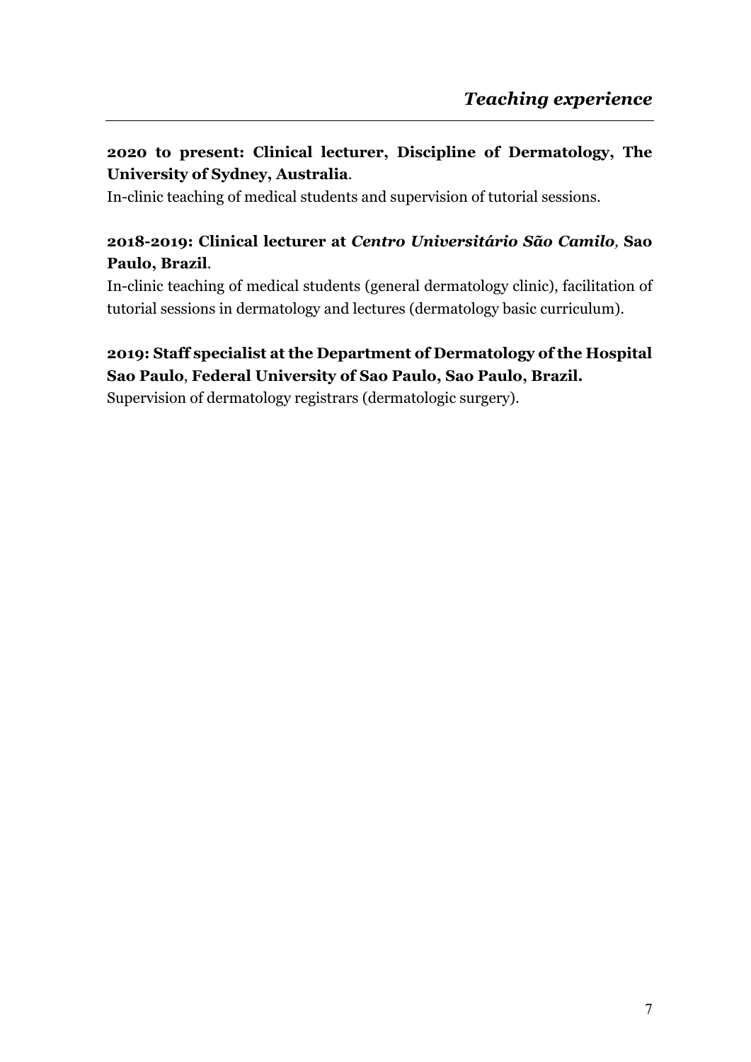## *Teaching experience*

**2020 to present: Clinical lecturer, Discipline of Dermatology, The University of Sydney, Australia**.

In-clinic teaching of medical students and supervision of tutorial sessions.

**2018-2019: Clinical lecturer at *Centro Universitário São Camilo*, Sao Paulo, Brazil**.

In-clinic teaching of medical students (general dermatology clinic), facilitation of tutorial sessions in dermatology and lectures (dermatology basic curriculum).

**2019: Staff specialist at the Department of Dermatology of the Hospital Sao Paulo**, **Federal University of Sao Paulo, Sao Paulo, Brazil.**

Supervision of dermatology registrars (dermatologic surgery).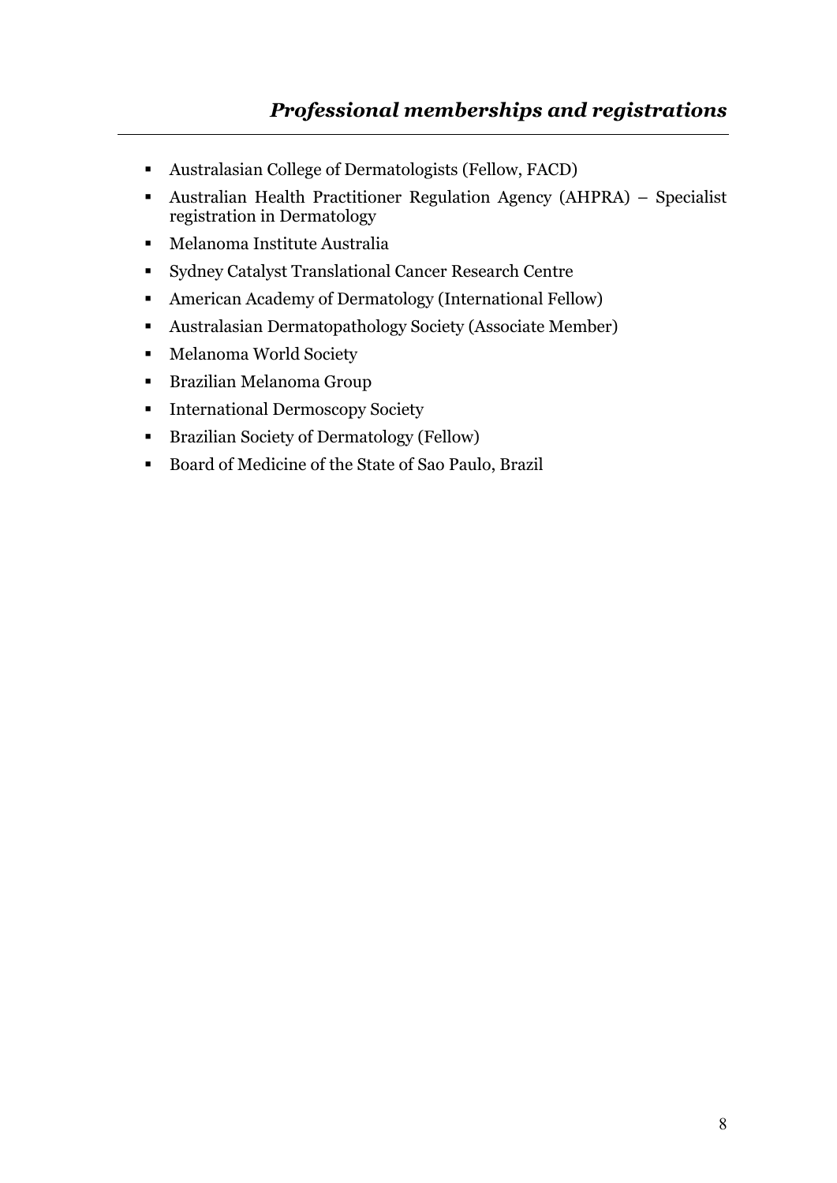## *Professional memberships and registrations*

- Australasian College of Dermatologists (Fellow, FACD)
- Australian Health Practitioner Regulation Agency (AHPRA) – Specialist registration in Dermatology
- Melanoma Institute Australia
- Sydney Catalyst Translational Cancer Research Centre
- American Academy of Dermatology (International Fellow)
- Australasian Dermatopathology Society (Associate Member)
- Melanoma World Society
- Brazilian Melanoma Group
- International Dermoscopy Society
- Brazilian Society of Dermatology (Fellow)
- Board of Medicine of the State of Sao Paulo, Brazil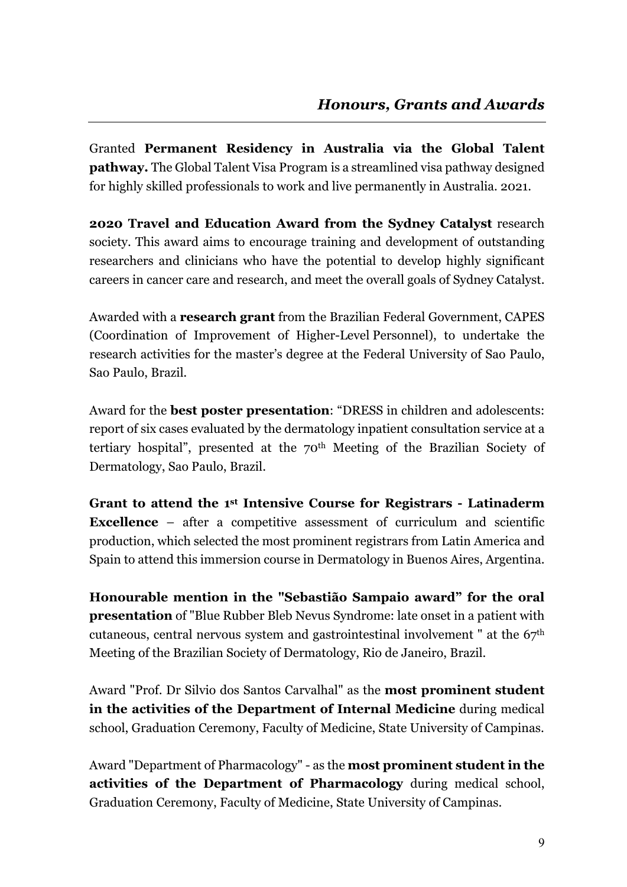## *Honours, Grants and Awards*

Granted **Permanent Residency in Australia via the Global Talent pathway.** The Global Talent Visa Program is a streamlined visa pathway designed for highly skilled professionals to work and live permanently in Australia. 2021.

**2020 Travel and Education Award from the Sydney Catalyst** research society. This award aims to encourage training and development of outstanding researchers and clinicians who have the potential to develop highly significant careers in cancer care and research, and meet the overall goals of Sydney Catalyst.

Awarded with a **research grant** from the Brazilian Federal Government, CAPES (Coordination of Improvement of Higher-Level Personnel), to undertake the research activities for the master's degree at the Federal University of Sao Paulo, Sao Paulo, Brazil.

Award for the **best poster presentation**: "DRESS in children and adolescents: report of six cases evaluated by the dermatology inpatient consultation service at a tertiary hospital", presented at the 70th Meeting of the Brazilian Society of Dermatology, Sao Paulo, Brazil.

**Grant to attend the 1st Intensive Course for Registrars - Latinaderm Excellence** – after a competitive assessment of curriculum and scientific production, which selected the most prominent registrars from Latin America and Spain to attend this immersion course in Dermatology in Buenos Aires, Argentina.

**Honourable mention in the "Sebastião Sampaio award" for the oral presentation** of "Blue Rubber Bleb Nevus Syndrome: late onset in a patient with cutaneous, central nervous system and gastrointestinal involvement " at the 67th Meeting of the Brazilian Society of Dermatology, Rio de Janeiro, Brazil.

Award "Prof. Dr Silvio dos Santos Carvalhal" as the **most prominent student in the activities of the Department of Internal Medicine** during medical school, Graduation Ceremony, Faculty of Medicine, State University of Campinas.

Award "Department of Pharmacology" - as the **most prominent student in the activities of the Department of Pharmacology** during medical school, Graduation Ceremony, Faculty of Medicine, State University of Campinas.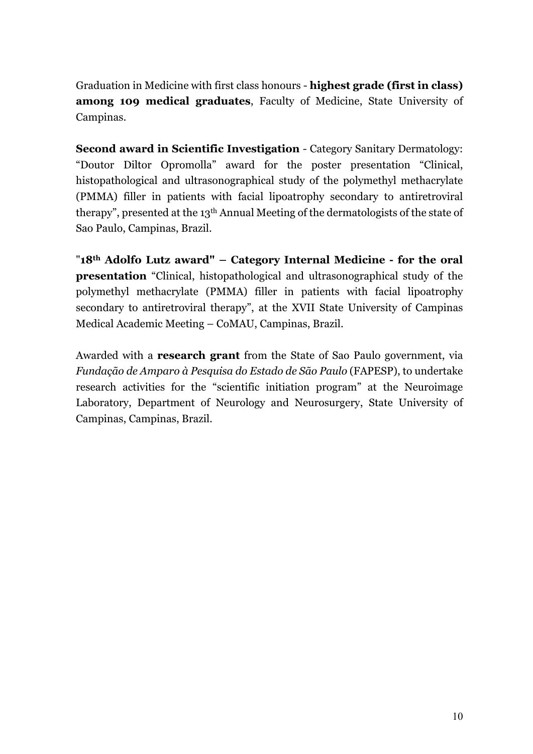Graduation in Medicine with first class honours - **highest grade (first in class) among 109 medical graduates**, Faculty of Medicine, State University of Campinas.

**Second award in Scientific Investigation** - Category Sanitary Dermatology: "Doutor Diltor Opromolla" award for the poster presentation "Clinical, histopathological and ultrasonographical study of the polymethyl methacrylate (PMMA) filler in patients with facial lipoatrophy secondary to antiretroviral therapy", presented at the 13th Annual Meeting of the dermatologists of the state of Sao Paulo, Campinas, Brazil.

**"18th Adolfo Lutz award" – Category Internal Medicine - for the oral presentation** "Clinical, histopathological and ultrasonographical study of the polymethyl methacrylate (PMMA) filler in patients with facial lipoatrophy secondary to antiretroviral therapy", at the XVII State University of Campinas Medical Academic Meeting – CoMAU, Campinas, Brazil.

Awarded with a **research grant** from the State of Sao Paulo government, via *Fundação de Amparo à Pesquisa do Estado de São Paulo* (FAPESP), to undertake research activities for the "scientific initiation program" at the Neuroimage Laboratory, Department of Neurology and Neurosurgery, State University of Campinas, Campinas, Brazil.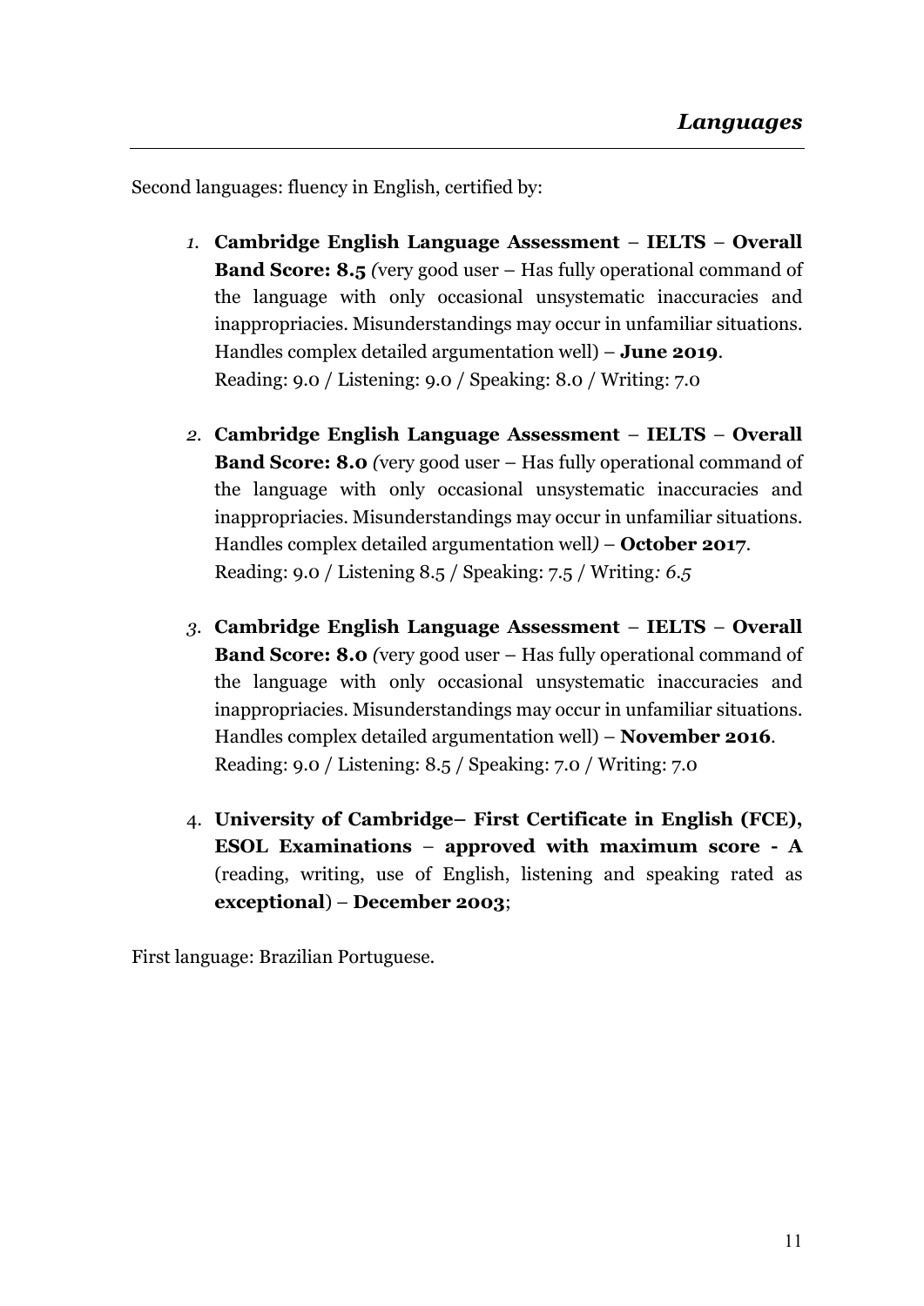## *Languages*

Second languages: fluency in English, certified by:

1. **Cambridge English Language Assessment – IELTS – Overall Band Score: 8.5** *(*very good user – Has fully operational command of the language with only occasional unsystematic inaccuracies and inappropriacies. Misunderstandings may occur in unfamiliar situations. Handles complex detailed argumentation well) – **June 2019**.
   Reading: 9.0 / Listening: 9.0 / Speaking: 8.0 / Writing: 7.0

2. **Cambridge English Language Assessment – IELTS – Overall Band Score: 8.0** *(*very good user – Has fully operational command of the language with only occasional unsystematic inaccuracies and inappropriacies. Misunderstandings may occur in unfamiliar situations. Handles complex detailed argumentation well*)* – **October 2017**.
   Reading: 9.0 / Listening 8.5 / Speaking: 7.5 / Writing*: 6.5*

3. **Cambridge English Language Assessment – IELTS – Overall Band Score: 8.0** *(*very good user – Has fully operational command of the language with only occasional unsystematic inaccuracies and inappropriacies. Misunderstandings may occur in unfamiliar situations. Handles complex detailed argumentation well) – **November 2016**.
   Reading: 9.0 / Listening: 8.5 / Speaking: 7.0 / Writing: 7.0

4. **University of Cambridge– First Certificate in English (FCE), ESOL Examinations – approved with maximum score - A** (reading, writing, use of English, listening and speaking rated as **exceptional**) – **December 2003**;

First language: Brazilian Portuguese.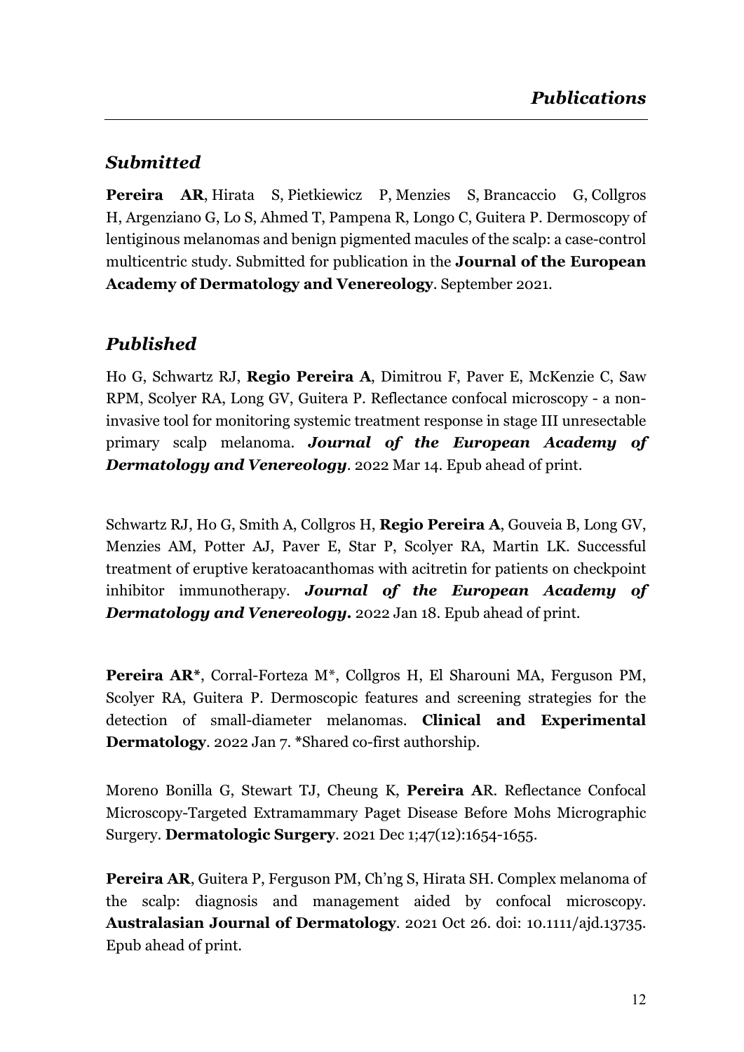# *Publications*

## *Submitted*

**Pereira AR**, Hirata S, Pietkiewicz P, Menzies S, Brancaccio G, Collgros H, Argenziano G, Lo S, Ahmed T, Pampena R, Longo C, Guitera P. Dermoscopy of lentiginous melanomas and benign pigmented macules of the scalp: a case-control multicentric study. Submitted for publication in the **Journal of the European Academy of Dermatology and Venereology**. September 2021.

## *Published*

Ho G, Schwartz RJ, **Regio Pereira A**, Dimitrou F, Paver E, McKenzie C, Saw RPM, Scolyer RA, Long GV, Guitera P. Reflectance confocal microscopy - a non-invasive tool for monitoring systemic treatment response in stage III unresectable primary scalp melanoma. ***Journal of the European Academy of Dermatology and Venereology***. 2022 Mar 14. Epub ahead of print.

Schwartz RJ, Ho G, Smith A, Collgros H, **Regio Pereira A**, Gouveia B, Long GV, Menzies AM, Potter AJ, Paver E, Star P, Scolyer RA, Martin LK. Successful treatment of eruptive keratoacanthomas with acitretin for patients on checkpoint inhibitor immunotherapy. ***Journal of the European Academy of Dermatology and Venereology.*** 2022 Jan 18. Epub ahead of print.

**Pereira AR***, Corral-Forteza M*, Collgros H, El Sharouni MA, Ferguson PM, Scolyer RA, Guitera P. Dermoscopic features and screening strategies for the detection of small-diameter melanomas. **Clinical and Experimental Dermatology**. 2022 Jan 7. *Shared co-first authorship.

Moreno Bonilla G, Stewart TJ, Cheung K, **Pereira A**R. Reflectance Confocal Microscopy-Targeted Extramammary Paget Disease Before Mohs Micrographic Surgery. **Dermatologic Surgery**. 2021 Dec 1;47(12):1654-1655.

**Pereira AR**, Guitera P, Ferguson PM, Ch'ng S, Hirata SH. Complex melanoma of the scalp: diagnosis and management aided by confocal microscopy. **Australasian Journal of Dermatology**. 2021 Oct 26. doi: 10.1111/ajd.13735. Epub ahead of print.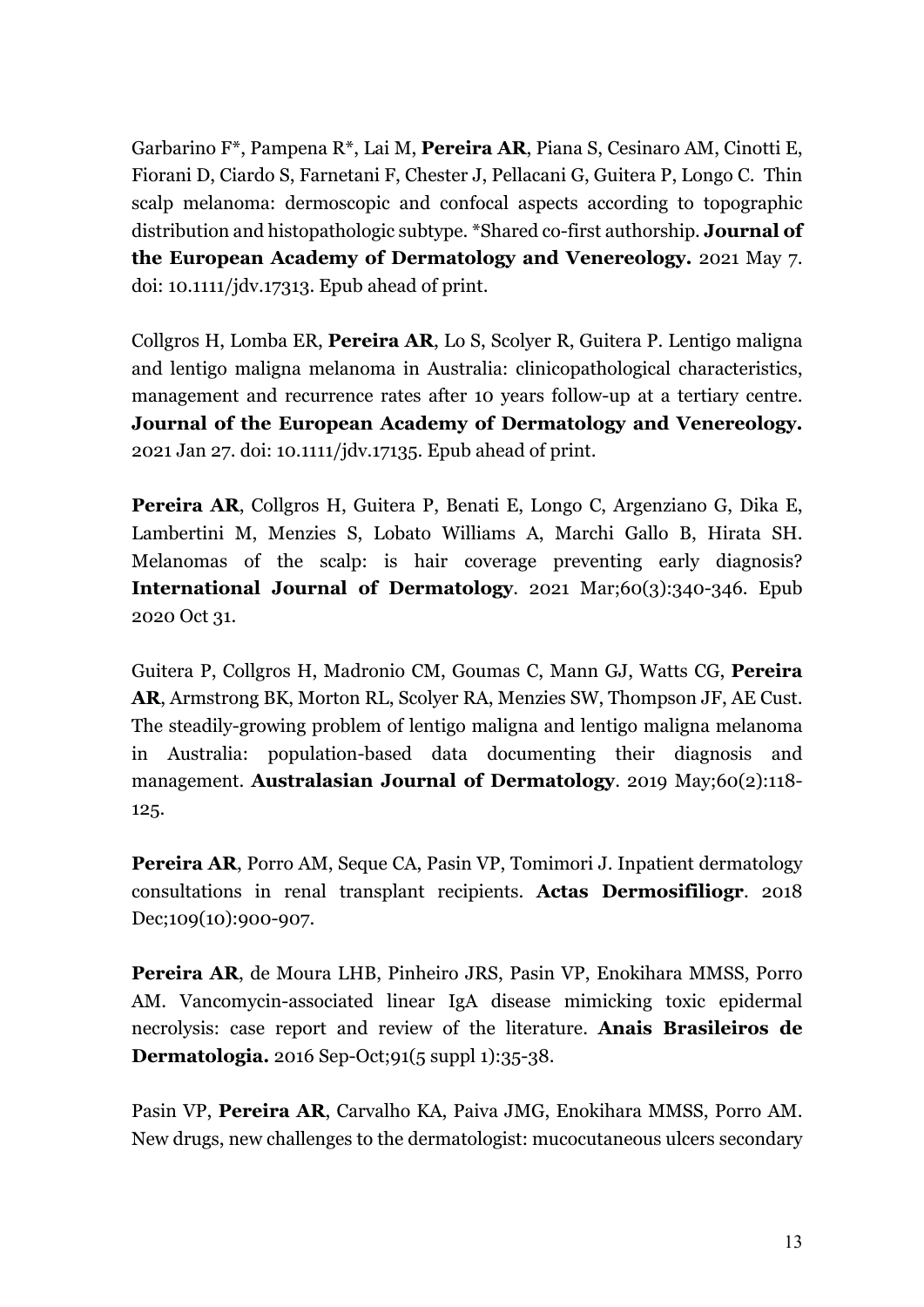Garbarino F*, Pampena R*, Lai M, **Pereira AR**, Piana S, Cesinaro AM, Cinotti E, Fiorani D, Ciardo S, Farnetani F, Chester J, Pellacani G, Guitera P, Longo C. Thin scalp melanoma: dermoscopic and confocal aspects according to topographic distribution and histopathologic subtype. *Shared co-first authorship. **Journal of the European Academy of Dermatology and Venereology.** 2021 May 7. doi: 10.1111/jdv.17313. Epub ahead of print.

Collgros H, Lomba ER, **Pereira AR**, Lo S, Scolyer R, Guitera P. Lentigo maligna and lentigo maligna melanoma in Australia: clinicopathological characteristics, management and recurrence rates after 10 years follow-up at a tertiary centre. **Journal of the European Academy of Dermatology and Venereology.** 2021 Jan 27. doi: 10.1111/jdv.17135. Epub ahead of print.

**Pereira AR**, Collgros H, Guitera P, Benati E, Longo C, Argenziano G, Dika E, Lambertini M, Menzies S, Lobato Williams A, Marchi Gallo B, Hirata SH. Melanomas of the scalp: is hair coverage preventing early diagnosis? **International Journal of Dermatology**. 2021 Mar;60(3):340-346. Epub 2020 Oct 31.

Guitera P, Collgros H, Madronio CM, Goumas C, Mann GJ, Watts CG, **Pereira AR**, Armstrong BK, Morton RL, Scolyer RA, Menzies SW, Thompson JF, AE Cust. The steadily-growing problem of lentigo maligna and lentigo maligna melanoma in Australia: population-based data documenting their diagnosis and management. **Australasian Journal of Dermatology**. 2019 May;60(2):118-125.

**Pereira AR**, Porro AM, Seque CA, Pasin VP, Tomimori J. Inpatient dermatology consultations in renal transplant recipients. **Actas Dermosifiliogr**. 2018 Dec;109(10):900-907.

**Pereira AR**, de Moura LHB, Pinheiro JRS, Pasin VP, Enokihara MMSS, Porro AM. Vancomycin-associated linear IgA disease mimicking toxic epidermal necrolysis: case report and review of the literature. **Anais Brasileiros de Dermatologia.** 2016 Sep-Oct;91(5 suppl 1):35-38.

Pasin VP, **Pereira AR**, Carvalho KA, Paiva JMG, Enokihara MMSS, Porro AM. New drugs, new challenges to the dermatologist: mucocutaneous ulcers secondary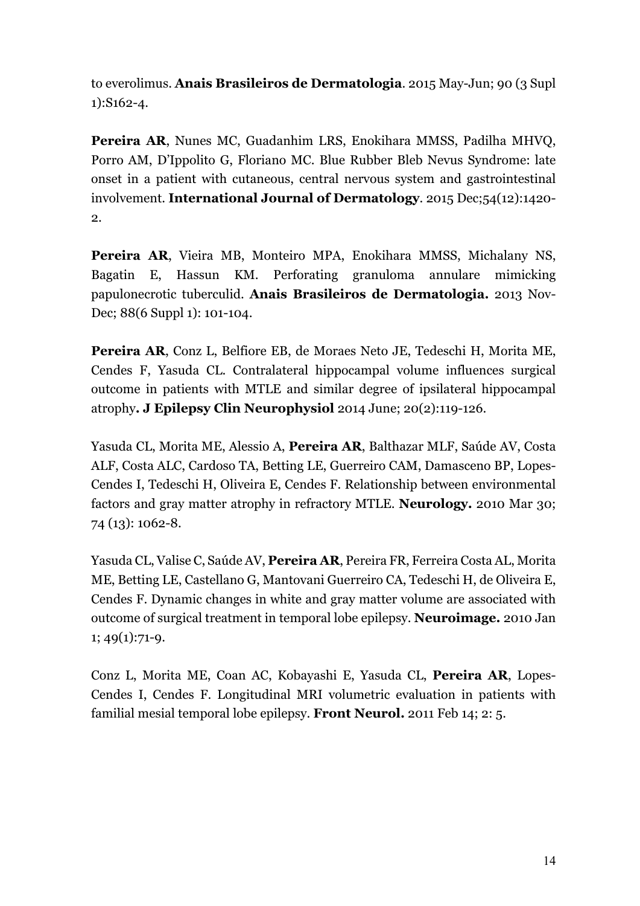to everolimus. **Anais Brasileiros de Dermatologia**. 2015 May-Jun; 90 (3 Supl 1):S162-4.

**Pereira AR**, Nunes MC, Guadanhim LRS, Enokihara MMSS, Padilha MHVQ, Porro AM, D'Ippolito G, Floriano MC. Blue Rubber Bleb Nevus Syndrome: late onset in a patient with cutaneous, central nervous system and gastrointestinal involvement. **International Journal of Dermatology**. 2015 Dec;54(12):1420-2.

**Pereira AR**, Vieira MB, Monteiro MPA, Enokihara MMSS, Michalany NS, Bagatin E, Hassun KM. Perforating granuloma annulare mimicking papulonecrotic tuberculid. **Anais Brasileiros de Dermatologia.** 2013 Nov-Dec; 88(6 Suppl 1): 101-104.

**Pereira AR**, Conz L, Belfiore EB, de Moraes Neto JE, Tedeschi H, Morita ME, Cendes F, Yasuda CL. Contralateral hippocampal volume influences surgical outcome in patients with MTLE and similar degree of ipsilateral hippocampal atrophy**. J Epilepsy Clin Neurophysiol** 2014 June; 20(2):119-126.

Yasuda CL, Morita ME, Alessio A, **Pereira AR**, Balthazar MLF, Saúde AV, Costa ALF, Costa ALC, Cardoso TA, Betting LE, Guerreiro CAM, Damasceno BP, Lopes-Cendes I, Tedeschi H, Oliveira E, Cendes F. Relationship between environmental factors and gray matter atrophy in refractory MTLE. **Neurology.** 2010 Mar 30; 74 (13): 1062-8.

Yasuda CL, Valise C, Saúde AV, **Pereira AR**, Pereira FR, Ferreira Costa AL, Morita ME, Betting LE, Castellano G, Mantovani Guerreiro CA, Tedeschi H, de Oliveira E, Cendes F. Dynamic changes in white and gray matter volume are associated with outcome of surgical treatment in temporal lobe epilepsy. **Neuroimage.** 2010 Jan 1; 49(1):71-9.

Conz L, Morita ME, Coan AC, Kobayashi E, Yasuda CL, **Pereira AR**, Lopes-Cendes I, Cendes F. Longitudinal MRI volumetric evaluation in patients with familial mesial temporal lobe epilepsy. **Front Neurol.** 2011 Feb 14; 2: 5.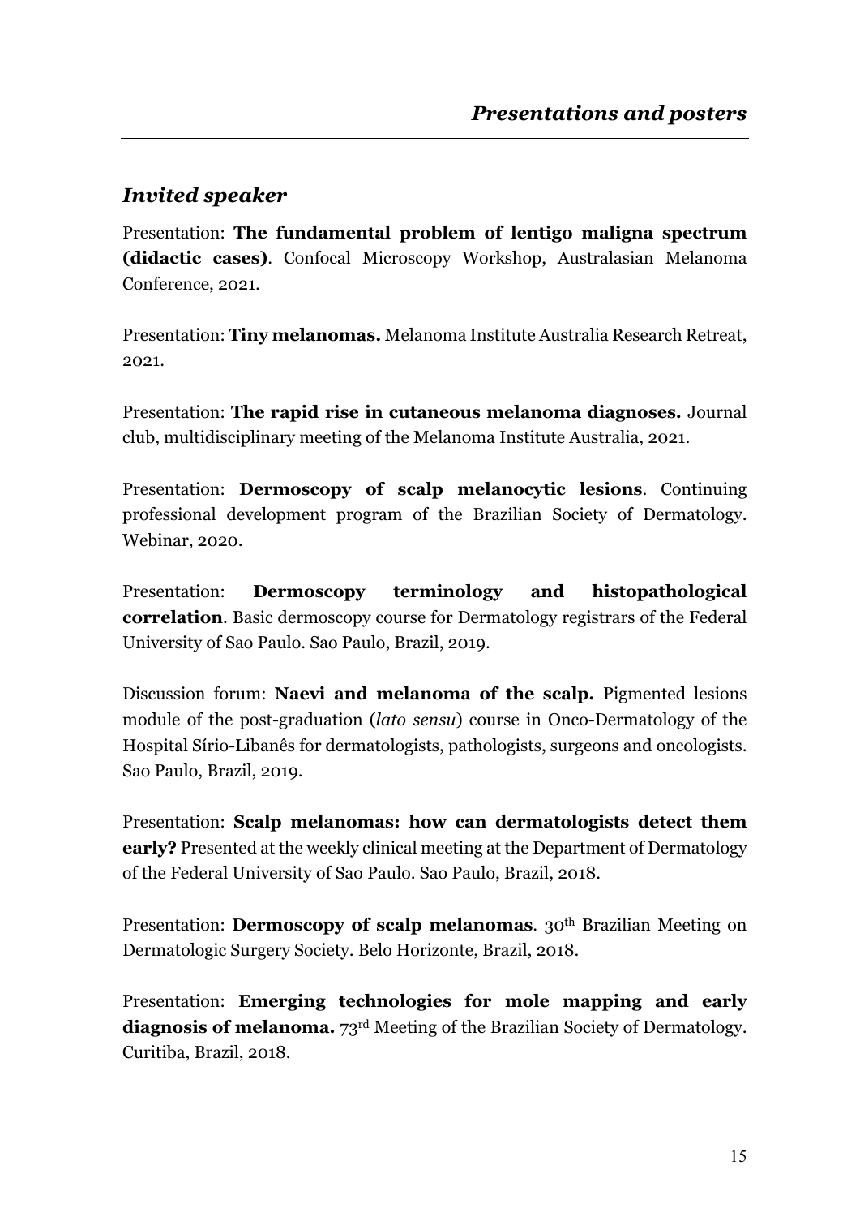## *Presentations and posters*

### *Invited speaker*

Presentation: **The fundamental problem of lentigo maligna spectrum (didactic cases)**. Confocal Microscopy Workshop, Australasian Melanoma Conference, 2021.

Presentation: **Tiny melanomas.** Melanoma Institute Australia Research Retreat, 2021.

Presentation: **The rapid rise in cutaneous melanoma diagnoses.** Journal club, multidisciplinary meeting of the Melanoma Institute Australia, 2021.

Presentation: **Dermoscopy of scalp melanocytic lesions**. Continuing professional development program of the Brazilian Society of Dermatology. Webinar, 2020.

Presentation: **Dermoscopy terminology and histopathological correlation**. Basic dermoscopy course for Dermatology registrars of the Federal University of Sao Paulo. Sao Paulo, Brazil, 2019.

Discussion forum: **Naevi and melanoma of the scalp.** Pigmented lesions module of the post-graduation (*lato sensu*) course in Onco-Dermatology of the Hospital Sírio-Libanês for dermatologists, pathologists, surgeons and oncologists. Sao Paulo, Brazil, 2019.

Presentation: **Scalp melanomas: how can dermatologists detect them early?** Presented at the weekly clinical meeting at the Department of Dermatology of the Federal University of Sao Paulo. Sao Paulo, Brazil, 2018.

Presentation: **Dermoscopy of scalp melanomas**. 30th Brazilian Meeting on Dermatologic Surgery Society. Belo Horizonte, Brazil, 2018.

Presentation: **Emerging technologies for mole mapping and early diagnosis of melanoma.** 73rd Meeting of the Brazilian Society of Dermatology. Curitiba, Brazil, 2018.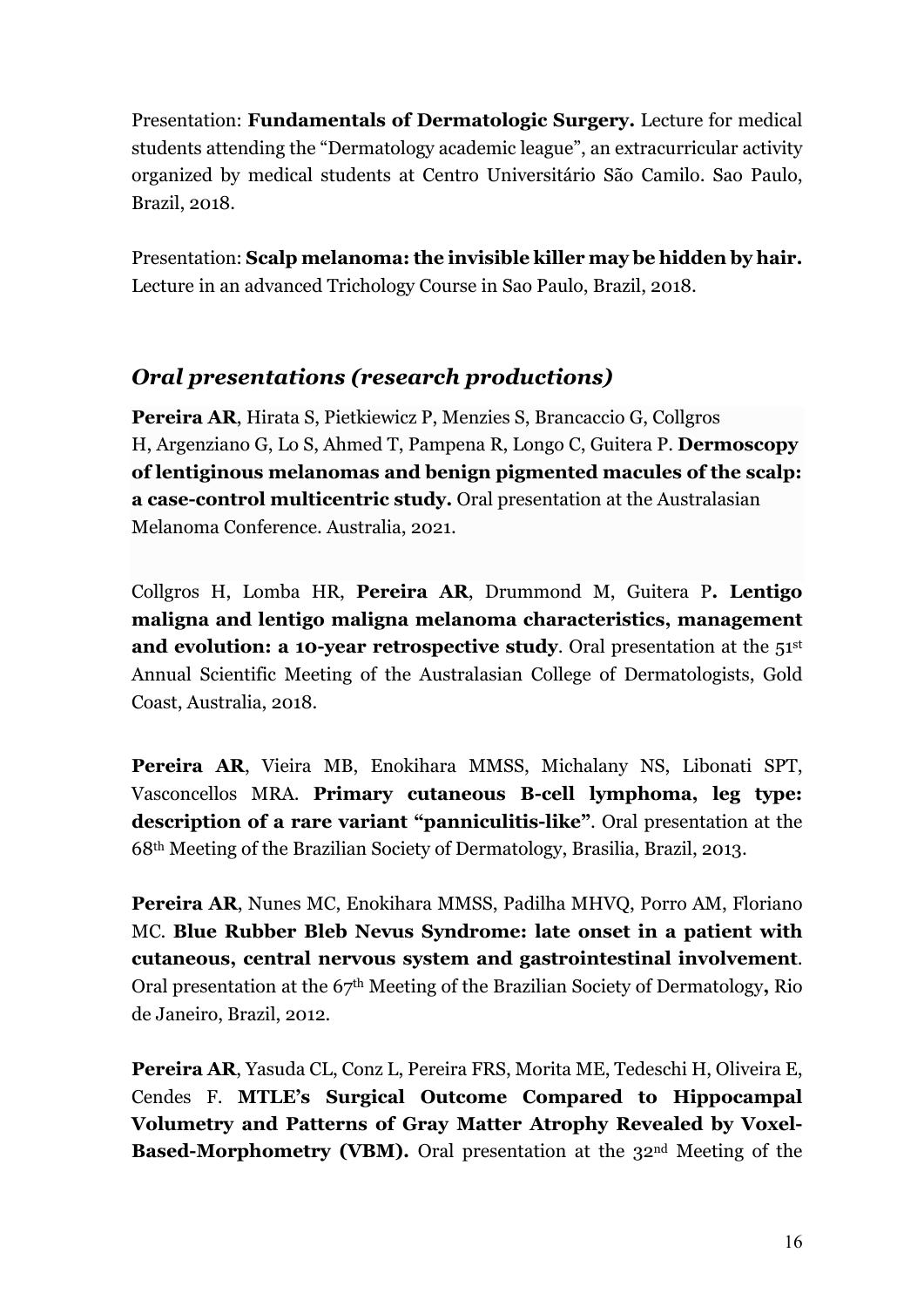Presentation: **Fundamentals of Dermatologic Surgery.** Lecture for medical students attending the "Dermatology academic league", an extracurricular activity organized by medical students at Centro Universitário São Camilo. Sao Paulo, Brazil, 2018.

Presentation: **Scalp melanoma: the invisible killer may be hidden by hair.** Lecture in an advanced Trichology Course in Sao Paulo, Brazil, 2018.

## *Oral presentations (research productions)*

**Pereira AR**, Hirata S, Pietkiewicz P, Menzies S, Brancaccio G, Collgros H, Argenziano G, Lo S, Ahmed T, Pampena R, Longo C, Guitera P. **Dermoscopy of lentiginous melanomas and benign pigmented macules of the scalp: a case-control multicentric study.** Oral presentation at the Australasian Melanoma Conference. Australia, 2021.

Collgros H, Lomba HR, **Pereira AR**, Drummond M, Guitera P**. Lentigo maligna and lentigo maligna melanoma characteristics, management and evolution: a 10-year retrospective study**. Oral presentation at the 51st Annual Scientific Meeting of the Australasian College of Dermatologists, Gold Coast, Australia, 2018.

**Pereira AR**, Vieira MB, Enokihara MMSS, Michalany NS, Libonati SPT, Vasconcellos MRA. **Primary cutaneous B-cell lymphoma, leg type: description of a rare variant "panniculitis-like"**. Oral presentation at the 68th Meeting of the Brazilian Society of Dermatology, Brasilia, Brazil, 2013.

**Pereira AR**, Nunes MC, Enokihara MMSS, Padilha MHVQ, Porro AM, Floriano MC. **Blue Rubber Bleb Nevus Syndrome: late onset in a patient with cutaneous, central nervous system and gastrointestinal involvement**. Oral presentation at the 67th Meeting of the Brazilian Society of Dermatology**,** Rio de Janeiro, Brazil, 2012.

**Pereira AR**, Yasuda CL, Conz L, Pereira FRS, Morita ME, Tedeschi H, Oliveira E, Cendes F. **MTLE's Surgical Outcome Compared to Hippocampal Volumetry and Patterns of Gray Matter Atrophy Revealed by Voxel-Based-Morphometry (VBM).** Oral presentation at the 32nd Meeting of the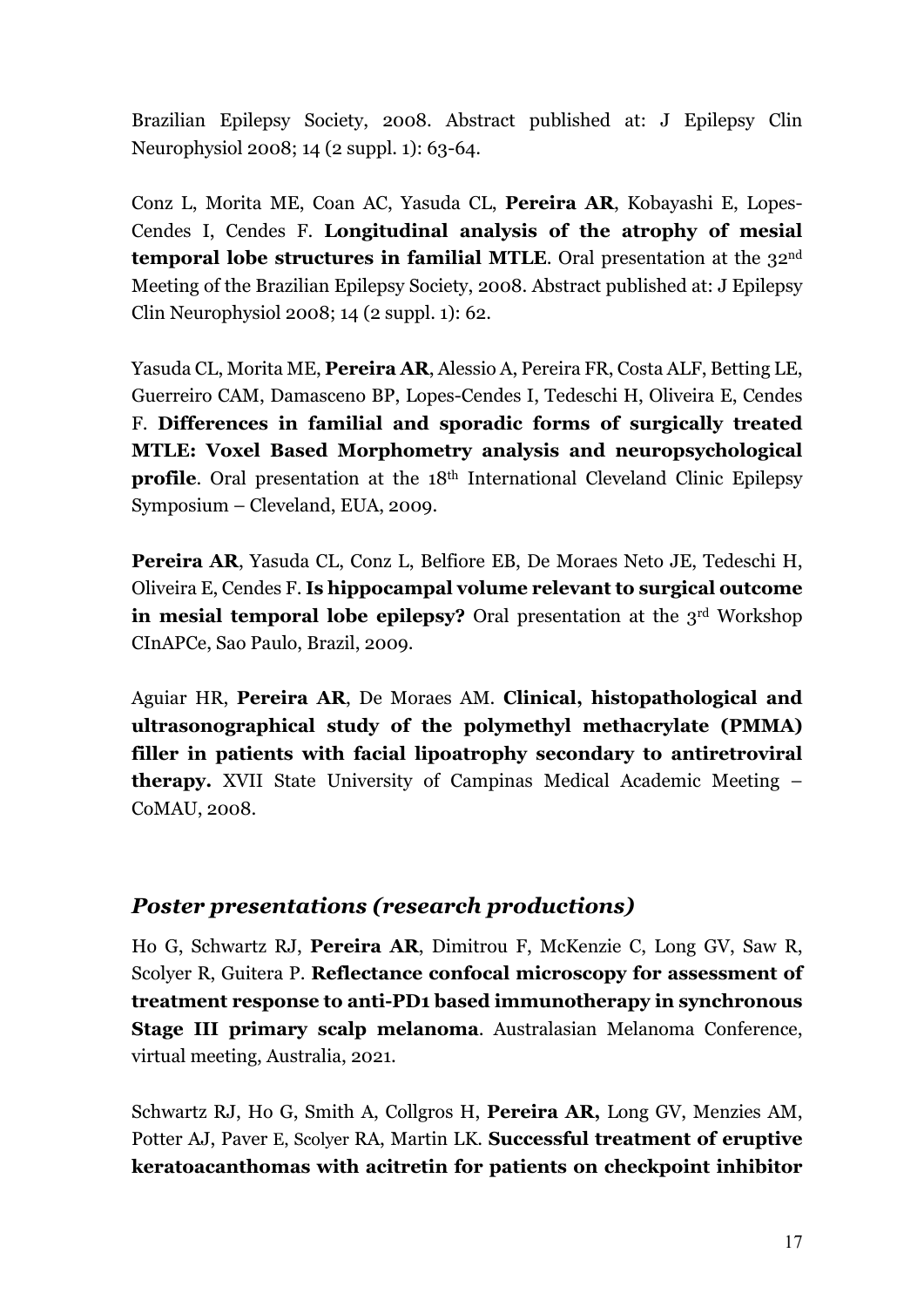Brazilian Epilepsy Society, 2008. Abstract published at: J Epilepsy Clin Neurophysiol 2008; 14 (2 suppl. 1): 63-64.

Conz L, Morita ME, Coan AC, Yasuda CL, **Pereira AR**, Kobayashi E, Lopes-Cendes I, Cendes F. **Longitudinal analysis of the atrophy of mesial temporal lobe structures in familial MTLE**. Oral presentation at the 32nd Meeting of the Brazilian Epilepsy Society, 2008. Abstract published at: J Epilepsy Clin Neurophysiol 2008; 14 (2 suppl. 1): 62.

Yasuda CL, Morita ME, **Pereira AR**, Alessio A, Pereira FR, Costa ALF, Betting LE, Guerreiro CAM, Damasceno BP, Lopes-Cendes I, Tedeschi H, Oliveira E, Cendes F. **Differences in familial and sporadic forms of surgically treated MTLE: Voxel Based Morphometry analysis and neuropsychological profile**. Oral presentation at the 18th International Cleveland Clinic Epilepsy Symposium – Cleveland, EUA, 2009.

**Pereira AR**, Yasuda CL, Conz L, Belfiore EB, De Moraes Neto JE, Tedeschi H, Oliveira E, Cendes F. **Is hippocampal volume relevant to surgical outcome in mesial temporal lobe epilepsy?** Oral presentation at the 3rd Workshop CInAPCe, Sao Paulo, Brazil, 2009.

Aguiar HR, **Pereira AR**, De Moraes AM. **Clinical, histopathological and ultrasonographical study of the polymethyl methacrylate (PMMA) filler in patients with facial lipoatrophy secondary to antiretroviral therapy.** XVII State University of Campinas Medical Academic Meeting – CoMAU, 2008.

## *Poster presentations (research productions)*

Ho G, Schwartz RJ, **Pereira AR**, Dimitrou F, McKenzie C, Long GV, Saw R, Scolyer R, Guitera P. **Reflectance confocal microscopy for assessment of treatment response to anti-PD1 based immunotherapy in synchronous Stage III primary scalp melanoma**. Australasian Melanoma Conference, virtual meeting, Australia, 2021.

Schwartz RJ, Ho G, Smith A, Collgros H, **Pereira AR,** Long GV, Menzies AM, Potter AJ, Paver E, Scolyer RA, Martin LK. **Successful treatment of eruptive keratoacanthomas with acitretin for patients on checkpoint inhibitor**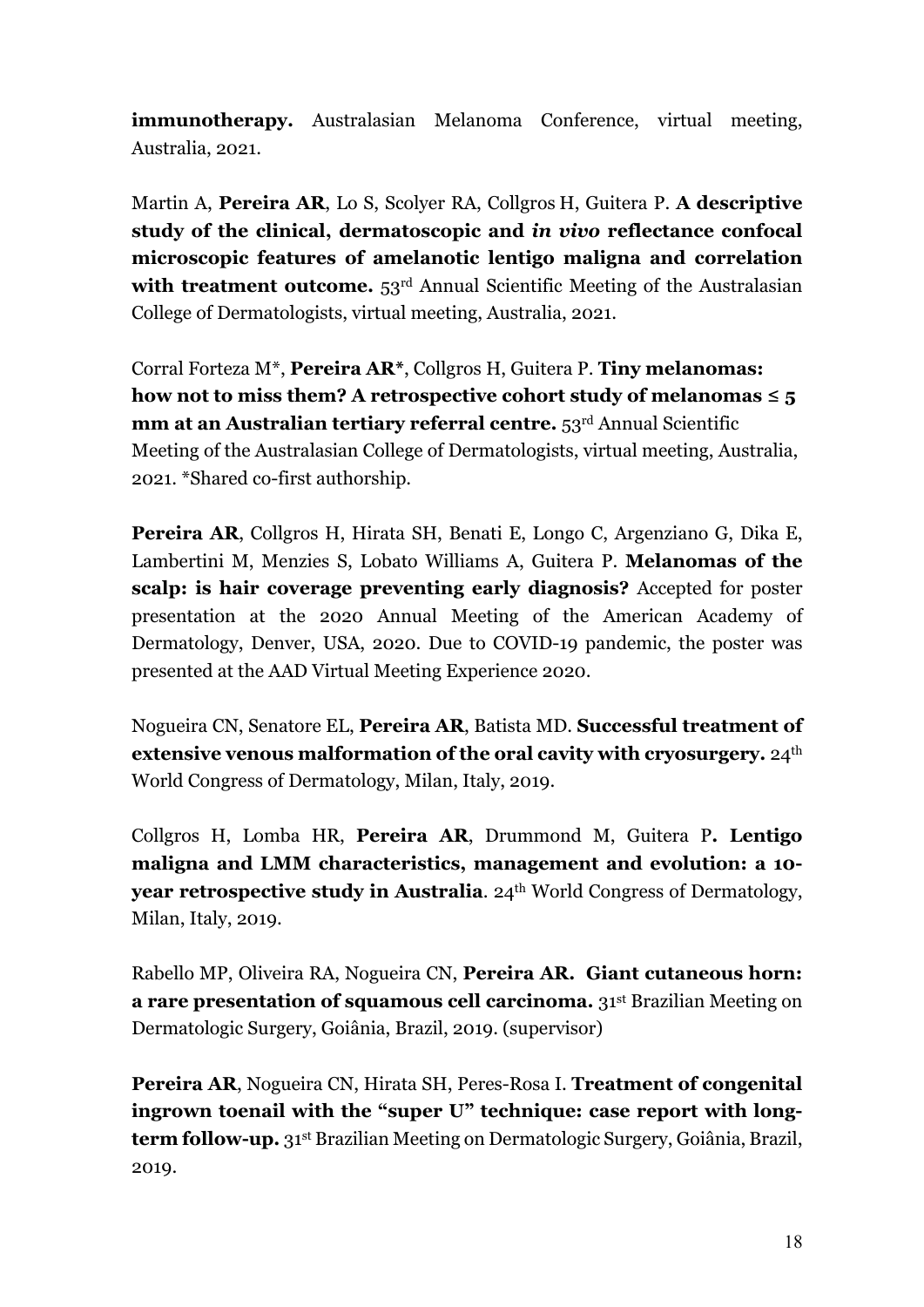**immunotherapy.** Australasian Melanoma Conference, virtual meeting, Australia, 2021.

Martin A, **Pereira AR**, Lo S, Scolyer RA, Collgros H, Guitera P. **A descriptive study of the clinical, dermatoscopic and *in vivo* reflectance confocal microscopic features of amelanotic lentigo maligna and correlation with treatment outcome.** 53rd Annual Scientific Meeting of the Australasian College of Dermatologists, virtual meeting, Australia, 2021.

Corral Forteza M*, **Pereira AR***, Collgros H, Guitera P. **Tiny melanomas: how not to miss them? A retrospective cohort study of melanomas ≤ 5 mm at an Australian tertiary referral centre.** 53rd Annual Scientific Meeting of the Australasian College of Dermatologists, virtual meeting, Australia, 2021. *Shared co-first authorship.

**Pereira AR**, Collgros H, Hirata SH, Benati E, Longo C, Argenziano G, Dika E, Lambertini M, Menzies S, Lobato Williams A, Guitera P. **Melanomas of the scalp: is hair coverage preventing early diagnosis?** Accepted for poster presentation at the 2020 Annual Meeting of the American Academy of Dermatology, Denver, USA, 2020. Due to COVID-19 pandemic, the poster was presented at the AAD Virtual Meeting Experience 2020.

Nogueira CN, Senatore EL, **Pereira AR**, Batista MD. **Successful treatment of extensive venous malformation of the oral cavity with cryosurgery.** 24th World Congress of Dermatology, Milan, Italy, 2019.

Collgros H, Lomba HR, **Pereira AR**, Drummond M, Guitera P**. Lentigo maligna and LMM characteristics, management and evolution: a 10-year retrospective study in Australia**. 24th World Congress of Dermatology, Milan, Italy, 2019.

Rabello MP, Oliveira RA, Nogueira CN, **Pereira AR. Giant cutaneous horn: a rare presentation of squamous cell carcinoma.** 31st Brazilian Meeting on Dermatologic Surgery, Goiânia, Brazil, 2019. (supervisor)

**Pereira AR**, Nogueira CN, Hirata SH, Peres-Rosa I. **Treatment of congenital ingrown toenail with the "super U" technique: case report with long-term follow-up.** 31st Brazilian Meeting on Dermatologic Surgery, Goiânia, Brazil, 2019.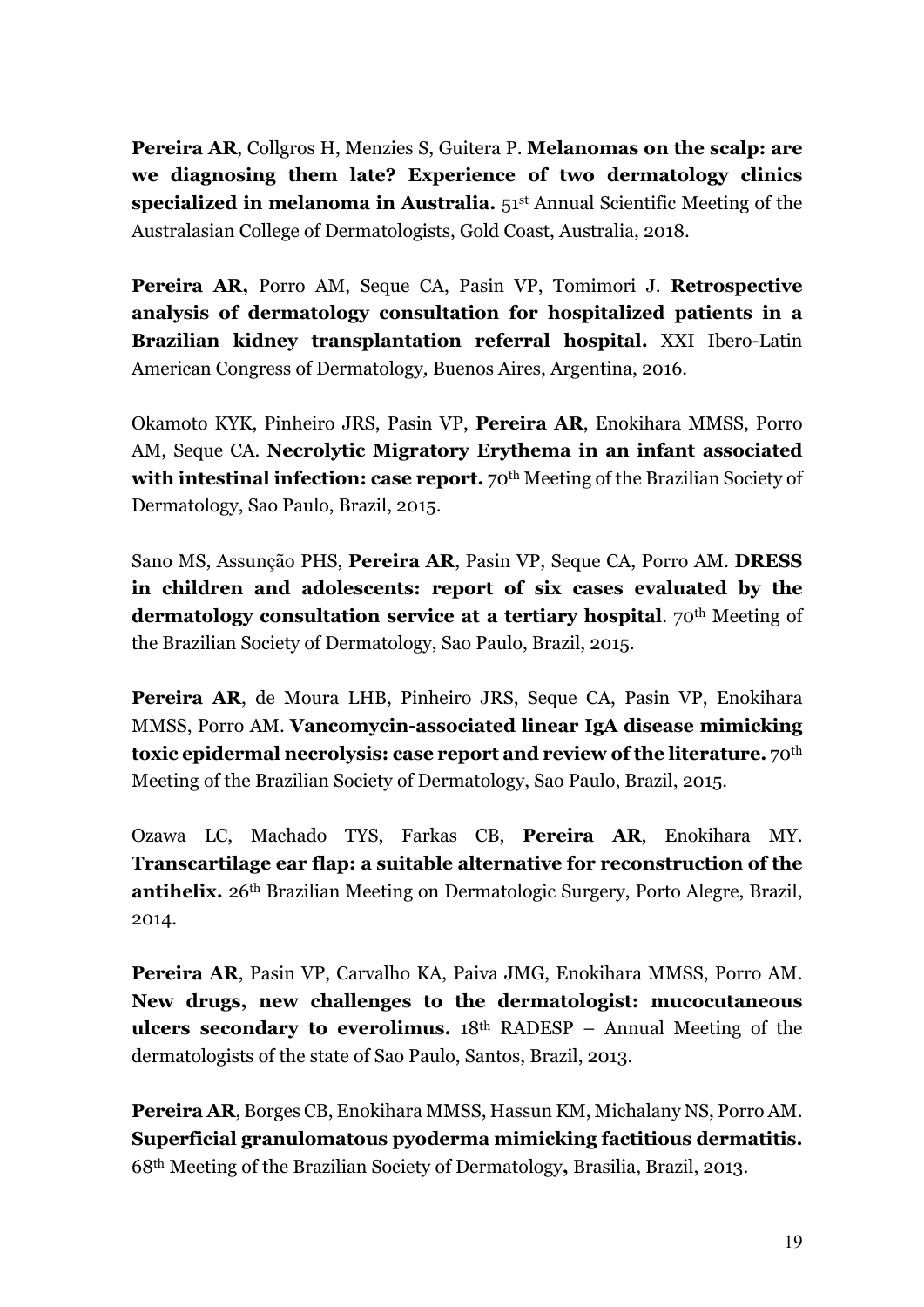**Pereira AR**, Collgros H, Menzies S, Guitera P. **Melanomas on the scalp: are we diagnosing them late? Experience of two dermatology clinics specialized in melanoma in Australia.** 51st Annual Scientific Meeting of the Australasian College of Dermatologists, Gold Coast, Australia, 2018.

**Pereira AR,** Porro AM, Seque CA, Pasin VP, Tomimori J. **Retrospective analysis of dermatology consultation for hospitalized patients in a Brazilian kidney transplantation referral hospital.** XXI Ibero-Latin American Congress of Dermatology*,* Buenos Aires, Argentina, 2016.

Okamoto KYK, Pinheiro JRS, Pasin VP, **Pereira AR**, Enokihara MMSS, Porro AM, Seque CA. **Necrolytic Migratory Erythema in an infant associated with intestinal infection: case report.** 70th Meeting of the Brazilian Society of Dermatology, Sao Paulo, Brazil, 2015.

Sano MS, Assunção PHS, **Pereira AR**, Pasin VP, Seque CA, Porro AM. **DRESS in children and adolescents: report of six cases evaluated by the dermatology consultation service at a tertiary hospital**. 70th Meeting of the Brazilian Society of Dermatology, Sao Paulo, Brazil, 2015.

**Pereira AR**, de Moura LHB, Pinheiro JRS, Seque CA, Pasin VP, Enokihara MMSS, Porro AM. **Vancomycin-associated linear IgA disease mimicking toxic epidermal necrolysis: case report and review of the literature.** 70th Meeting of the Brazilian Society of Dermatology, Sao Paulo, Brazil, 2015.

Ozawa LC, Machado TYS, Farkas CB, **Pereira AR**, Enokihara MY. **Transcartilage ear flap: a suitable alternative for reconstruction of the antihelix.** 26th Brazilian Meeting on Dermatologic Surgery, Porto Alegre, Brazil, 2014.

**Pereira AR**, Pasin VP, Carvalho KA, Paiva JMG, Enokihara MMSS, Porro AM. **New drugs, new challenges to the dermatologist: mucocutaneous ulcers secondary to everolimus.** 18th RADESP – Annual Meeting of the dermatologists of the state of Sao Paulo, Santos, Brazil, 2013.

**Pereira AR**, Borges CB, Enokihara MMSS, Hassun KM, Michalany NS, Porro AM. **Superficial granulomatous pyoderma mimicking factitious dermatitis.** 68th Meeting of the Brazilian Society of Dermatology**,** Brasilia, Brazil, 2013.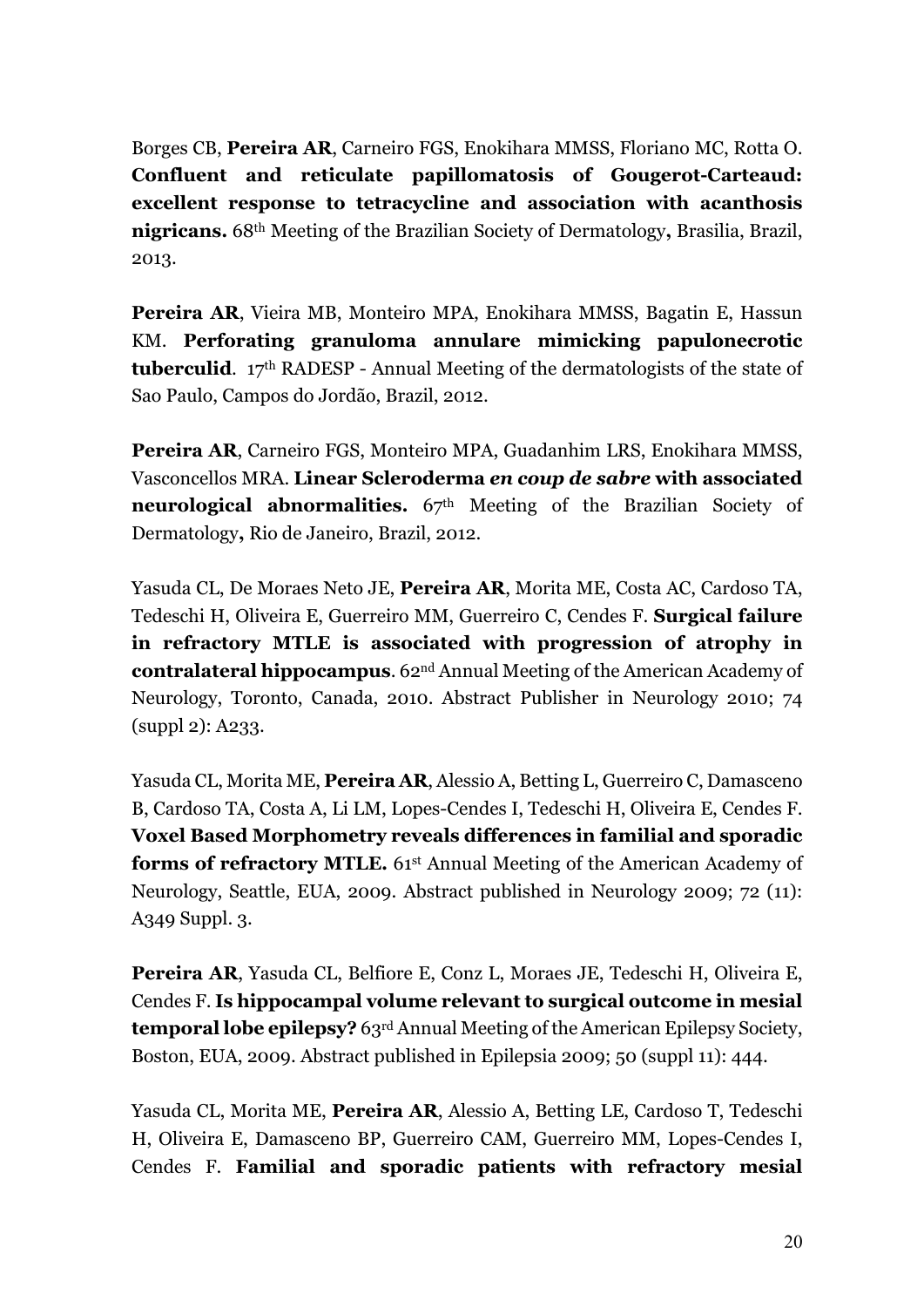Borges CB, **Pereira AR**, Carneiro FGS, Enokihara MMSS, Floriano MC, Rotta O. **Confluent and reticulate papillomatosis of Gougerot-Carteaud: excellent response to tetracycline and association with acanthosis nigricans.** 68th Meeting of the Brazilian Society of Dermatology**,** Brasilia, Brazil, 2013.

**Pereira AR**, Vieira MB, Monteiro MPA, Enokihara MMSS, Bagatin E, Hassun KM. **Perforating granuloma annulare mimicking papulonecrotic tuberculid**. 17th RADESP - Annual Meeting of the dermatologists of the state of Sao Paulo, Campos do Jordão, Brazil, 2012.

**Pereira AR**, Carneiro FGS, Monteiro MPA, Guadanhim LRS, Enokihara MMSS, Vasconcellos MRA. **Linear Scleroderma *en coup de sabre* with associated neurological abnormalities.** 67th Meeting of the Brazilian Society of Dermatology**,** Rio de Janeiro, Brazil, 2012.

Yasuda CL, De Moraes Neto JE, **Pereira AR**, Morita ME, Costa AC, Cardoso TA, Tedeschi H, Oliveira E, Guerreiro MM, Guerreiro C, Cendes F. **Surgical failure in refractory MTLE is associated with progression of atrophy in contralateral hippocampus**. 62nd Annual Meeting of the American Academy of Neurology, Toronto, Canada, 2010. Abstract Publisher in Neurology 2010; 74 (suppl 2): A233.

Yasuda CL, Morita ME, **Pereira AR**, Alessio A, Betting L, Guerreiro C, Damasceno B, Cardoso TA, Costa A, Li LM, Lopes-Cendes I, Tedeschi H, Oliveira E, Cendes F. **Voxel Based Morphometry reveals differences in familial and sporadic forms of refractory MTLE.** 61st Annual Meeting of the American Academy of Neurology, Seattle, EUA, 2009. Abstract published in Neurology 2009; 72 (11): A349 Suppl. 3.

**Pereira AR**, Yasuda CL, Belfiore E, Conz L, Moraes JE, Tedeschi H, Oliveira E, Cendes F. **Is hippocampal volume relevant to surgical outcome in mesial temporal lobe epilepsy?** 63rd Annual Meeting of the American Epilepsy Society, Boston, EUA, 2009. Abstract published in Epilepsia 2009; 50 (suppl 11): 444.

Yasuda CL, Morita ME, **Pereira AR**, Alessio A, Betting LE, Cardoso T, Tedeschi H, Oliveira E, Damasceno BP, Guerreiro CAM, Guerreiro MM, Lopes-Cendes I, Cendes F. **Familial and sporadic patients with refractory mesial**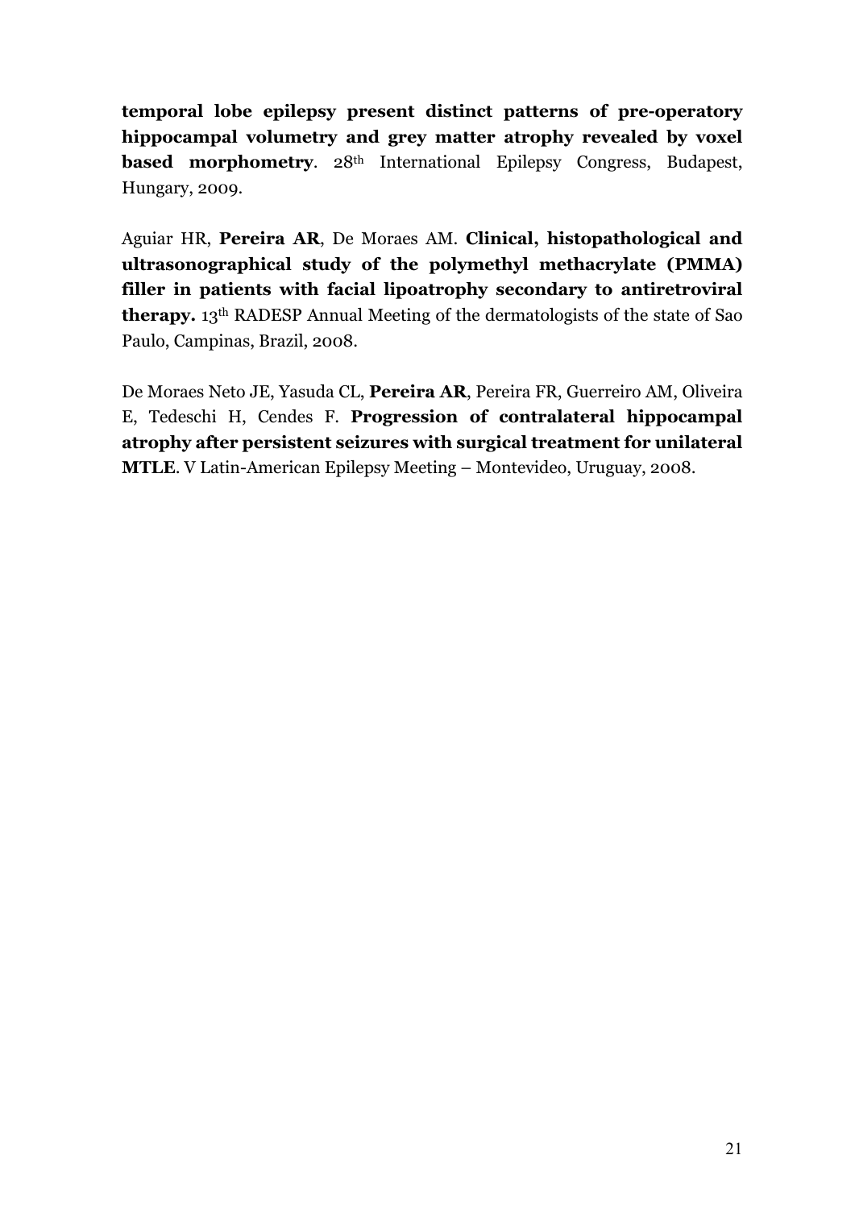**temporal lobe epilepsy present distinct patterns of pre-operatory hippocampal volumetry and grey matter atrophy revealed by voxel based morphometry**. 28th International Epilepsy Congress, Budapest, Hungary, 2009.

Aguiar HR, **Pereira AR**, De Moraes AM. **Clinical, histopathological and ultrasonographical study of the polymethyl methacrylate (PMMA) filler in patients with facial lipoatrophy secondary to antiretroviral therapy.** 13th RADESP Annual Meeting of the dermatologists of the state of Sao Paulo, Campinas, Brazil, 2008.

De Moraes Neto JE, Yasuda CL, **Pereira AR**, Pereira FR, Guerreiro AM, Oliveira E, Tedeschi H, Cendes F. **Progression of contralateral hippocampal atrophy after persistent seizures with surgical treatment for unilateral MTLE**. V Latin-American Epilepsy Meeting – Montevideo, Uruguay, 2008.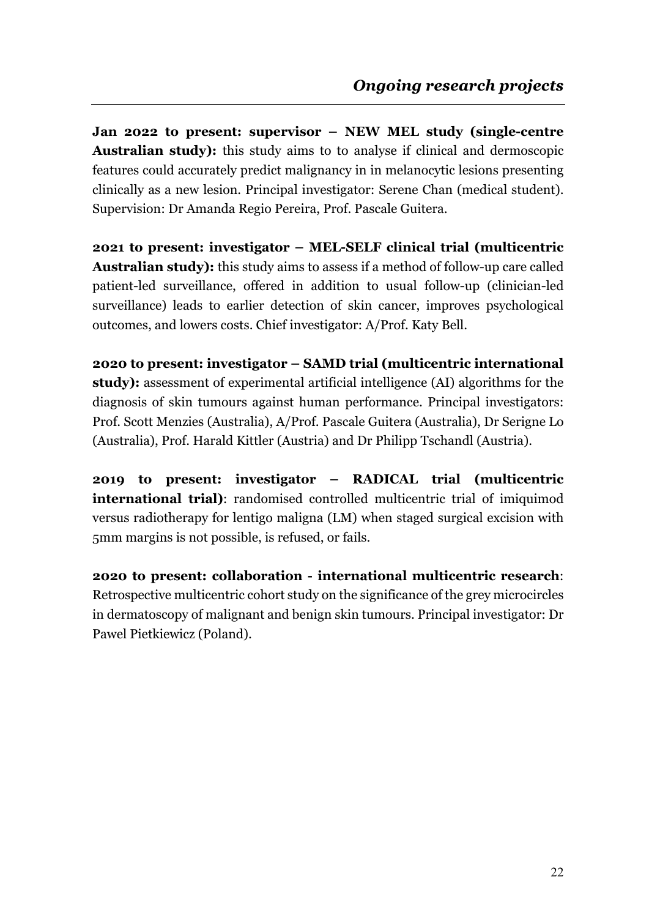## *Ongoing research projects*

**Jan 2022 to present: supervisor – NEW MEL study (single-centre Australian study):** this study aims to to analyse if clinical and dermoscopic features could accurately predict malignancy in in melanocytic lesions presenting clinically as a new lesion. Principal investigator: Serene Chan (medical student). Supervision: Dr Amanda Regio Pereira, Prof. Pascale Guitera.

**2021 to present: investigator – MEL-SELF clinical trial (multicentric Australian study):** this study aims to assess if a method of follow-up care called patient-led surveillance, offered in addition to usual follow-up (clinician-led surveillance) leads to earlier detection of skin cancer, improves psychological outcomes, and lowers costs. Chief investigator: A/Prof. Katy Bell.

**2020 to present: investigator – SAMD trial (multicentric international study):** assessment of experimental artificial intelligence (AI) algorithms for the diagnosis of skin tumours against human performance. Principal investigators: Prof. Scott Menzies (Australia), A/Prof. Pascale Guitera (Australia), Dr Serigne Lo (Australia), Prof. Harald Kittler (Austria) and Dr Philipp Tschandl (Austria).

**2019 to present: investigator – RADICAL trial (multicentric international trial)**: randomised controlled multicentric trial of imiquimod versus radiotherapy for lentigo maligna (LM) when staged surgical excision with 5mm margins is not possible, is refused, or fails.

**2020 to present: collaboration - international multicentric research**: Retrospective multicentric cohort study on the significance of the grey microcircles in dermatoscopy of malignant and benign skin tumours. Principal investigator: Dr Pawel Pietkiewicz (Poland).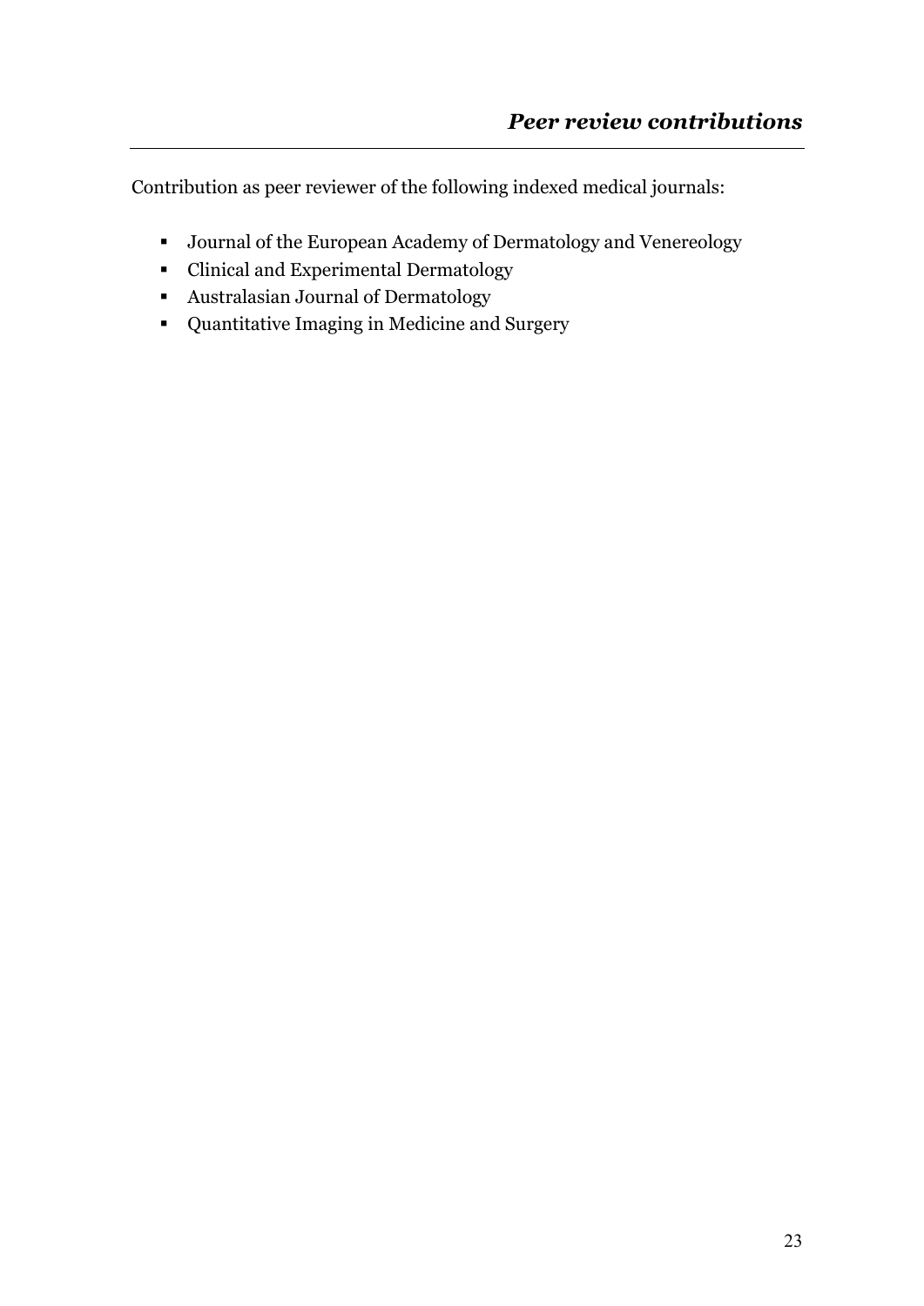## *Peer review contributions*

Contribution as peer reviewer of the following indexed medical journals:

- Journal of the European Academy of Dermatology and Venereology
- Clinical and Experimental Dermatology
- Australasian Journal of Dermatology
- Quantitative Imaging in Medicine and Surgery